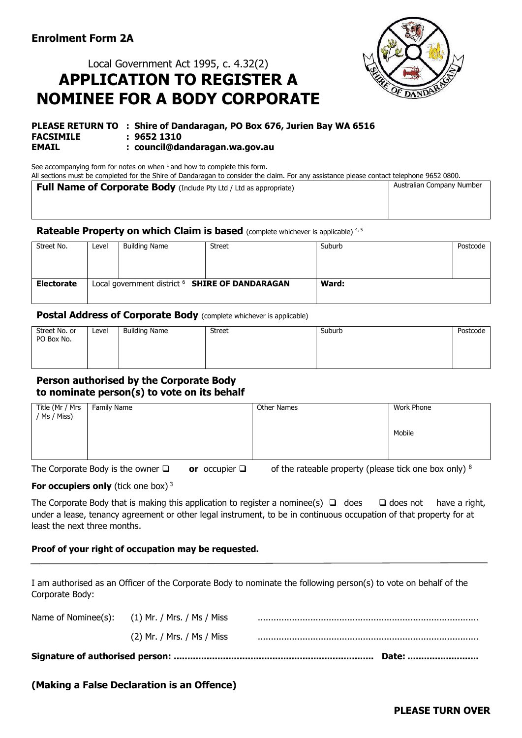**Enrolment Form 2A**

Local Government Act 1995, c. 4.32(2)

# APPLICATION TO REGISTER A NOMINEE FOR A BODY CORPORATE

**PLEASE RETURN TO : Shire of Dandaragan, PO Box 676, Jurien Bay WA 6516**
**FACSIMILE : 9652 1310**
**EMAIL : council@dandaragan.wa.gov.au**

See accompanying form for notes on when [1] and how to complete this form.
All sections must be completed for the Shire of Dandaragan to consider the claim. For any assistance please contact telephone 9652 0800.

| **Full Name of Corporate Body** (Include Pty Ltd / Ltd as appropriate) | Australian Company Number |
|---|---|
| | |

### Rateable Property on which Claim is based (complete whichever is applicable) [4, 5]

| Street No. | Level | Building Name | Street | Suburb | Postcode |
|---|---|---|---|---|---|
| | | | | | |
| **Electorate** | Local government district [6] **SHIRE OF DANDARAGAN** | | | **Ward:** | |

### Postal Address of Corporate Body (complete whichever is applicable)

| Street No. or PO Box No. | Level | Building Name | Street | Suburb | Postcode |
|---|---|---|---|---|---|
| | | | | | |

### Person authorised by the Corporate Body to nominate person(s) to vote on its behalf

| Title (Mr / Mrs / Ms / Miss) | Family Name | Other Names | Work Phone |
|---|---|---|---|
| | | | Mobile |

The Corporate Body is the owner ❑ **or** occupier ❑ of the rateable property (please tick one box only) [8]

**For occupiers only** (tick one box) [3]

The Corporate Body that is making this application to register a nominee(s) ❑ does ❑ does not have a right, under a lease, tenancy agreement or other legal instrument, to be in continuous occupation of that property for at least the next three months.

**Proof of your right of occupation may be requested.**

---

I am authorised as an Officer of the Corporate Body to nominate the following person(s) to vote on behalf of the Corporate Body:

Name of Nominee(s): (1) Mr. / Mrs. / Ms / Miss ....................................................................................

(2) Mr. / Mrs. / Ms / Miss ....................................................................................

**Signature of authorised person: ....................................................................... Date: .........................**

**(Making a False Declaration is an Offence)**

**PLEASE TURN OVER**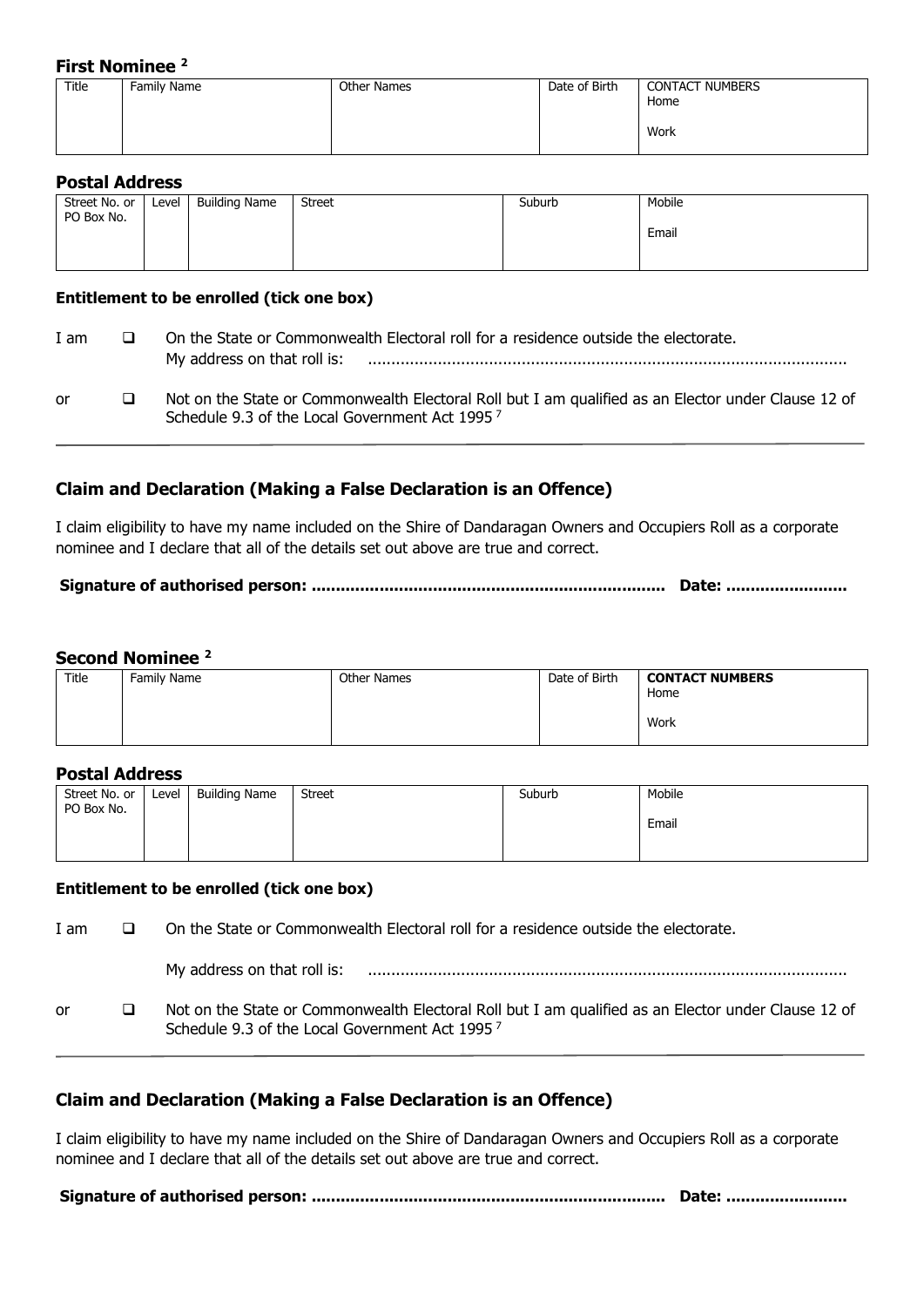### First Nominee [2]

| Title | Family Name | Other Names | Date of Birth | CONTACT NUMBERS<br>Home<br><br>Work |
|---|---|---|---|---|
| | | | | |

### Postal Address

| Street No. or PO Box No. | Level | Building Name | Street | Suburb | Mobile<br><br>Email |
|---|---|---|---|---|---|
| | | | | | |

**Entitlement to be enrolled (tick one box)**

I am ❑ On the State or Commonwealth Electoral roll for a residence outside the electorate.
My address on that roll is: ......................................................................................................

or ❑ Not on the State or Commonwealth Electoral Roll but I am qualified as an Elector under Clause 12 of Schedule 9.3 of the Local Government Act 1995 [7]

## Claim and Declaration (Making a False Declaration is an Offence)

I claim eligibility to have my name included on the Shire of Dandaragan Owners and Occupiers Roll as a corporate nominee and I declare that all of the details set out above are true and correct.

**Signature of authorised person: ........................................................................ Date: .........................**

### Second Nominee [2]

| Title | Family Name | Other Names | Date of Birth | **CONTACT NUMBERS**<br>Home<br><br>Work |
|---|---|---|---|---|
| | | | | |

### Postal Address

| Street No. or PO Box No. | Level | Building Name | Street | Suburb | Mobile<br><br>Email |
|---|---|---|---|---|---|
| | | | | | |

**Entitlement to be enrolled (tick one box)**

I am ❑ On the State or Commonwealth Electoral roll for a residence outside the electorate.

My address on that roll is: ......................................................................................................

or ❑ Not on the State or Commonwealth Electoral Roll but I am qualified as an Elector under Clause 12 of Schedule 9.3 of the Local Government Act 1995 [7]

## Claim and Declaration (Making a False Declaration is an Offence)

I claim eligibility to have my name included on the Shire of Dandaragan Owners and Occupiers Roll as a corporate nominee and I declare that all of the details set out above are true and correct.

**Signature of authorised person: ........................................................................ Date: .........................**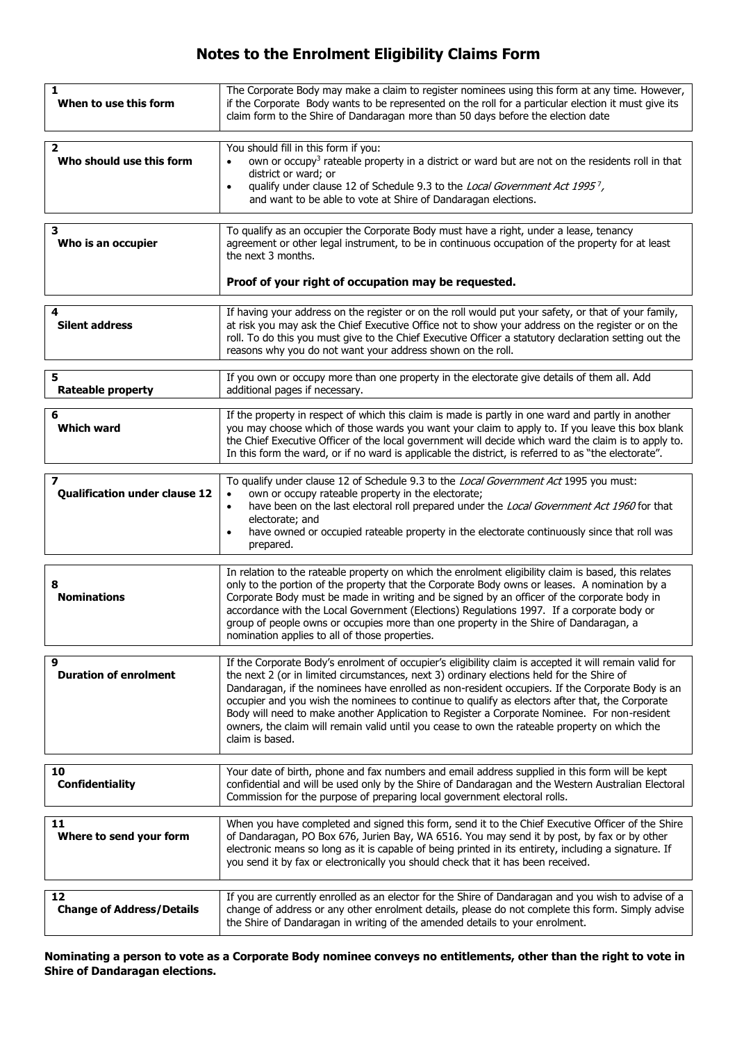# Notes to the Enrolment Eligibility Claims Form

| | |
|---|---|
| **1** **When to use this form** | The Corporate Body may make a claim to register nominees using this form at any time. However, if the Corporate Body wants to be represented on the roll for a particular election it must give its claim form to the Shire of Dandaragan more than 50 days before the election date |
| **2** **Who should use this form** | You should fill in this form if you:<br>• own or occupy[3] rateable property in a district or ward but are not on the residents roll in that district or ward; or<br>• qualify under clause 12 of Schedule 9.3 to the *Local Government Act 1995*[7], and want to be able to vote at Shire of Dandaragan elections. |
| **3** **Who is an occupier** | To qualify as an occupier the Corporate Body must have a right, under a lease, tenancy agreement or other legal instrument, to be in continuous occupation of the property for at least the next 3 months.<br><br>**Proof of your right of occupation may be requested.** |
| **4** **Silent address** | If having your address on the register or on the roll would put your safety, or that of your family, at risk you may ask the Chief Executive Office not to show your address on the register or on the roll. To do this you must give to the Chief Executive Officer a statutory declaration setting out the reasons why you do not want your address shown on the roll. |
| **5** **Rateable property** | If you own or occupy more than one property in the electorate give details of them all. Add additional pages if necessary. |
| **6** **Which ward** | If the property in respect of which this claim is made is partly in one ward and partly in another you may choose which of those wards you want your claim to apply to. If you leave this box blank the Chief Executive Officer of the local government will decide which ward the claim is to apply to. In this form the ward, or if no ward is applicable the district, is referred to as "the electorate". |
| **7** **Qualification under clause 12** | To qualify under clause 12 of Schedule 9.3 to the *Local Government Act* 1995 you must:<br>• own or occupy rateable property in the electorate;<br>• have been on the last electoral roll prepared under the *Local Government Act 1960* for that electorate; and<br>• have owned or occupied rateable property in the electorate continuously since that roll was prepared. |
| **8** **Nominations** | In relation to the rateable property on which the enrolment eligibility claim is based, this relates only to the portion of the property that the Corporate Body owns or leases. A nomination by a Corporate Body must be made in writing and be signed by an officer of the corporate body in accordance with the Local Government (Elections) Regulations 1997. If a corporate body or group of people owns or occupies more than one property in the Shire of Dandaragan, a nomination applies to all of those properties. |
| **9** **Duration of enrolment** | If the Corporate Body's enrolment of occupier's eligibility claim is accepted it will remain valid for the next 2 (or in limited circumstances, next 3) ordinary elections held for the Shire of Dandaragan, if the nominees have enrolled as non-resident occupiers. If the Corporate Body is an occupier and you wish the nominees to continue to qualify as electors after that, the Corporate Body will need to make another Application to Register a Corporate Nominee. For non-resident owners, the claim will remain valid until you cease to own the rateable property on which the claim is based. |
| **10** **Confidentiality** | Your date of birth, phone and fax numbers and email address supplied in this form will be kept confidential and will be used only by the Shire of Dandaragan and the Western Australian Electoral Commission for the purpose of preparing local government electoral rolls. |
| **11** **Where to send your form** | When you have completed and signed this form, send it to the Chief Executive Officer of the Shire of Dandaragan, PO Box 676, Jurien Bay, WA 6516. You may send it by post, by fax or by other electronic means so long as it is capable of being printed in its entirety, including a signature. If you send it by fax or electronically you should check that it has been received. |
| **12** **Change of Address/Details** | If you are currently enrolled as an elector for the Shire of Dandaragan and you wish to advise of a change of address or any other enrolment details, please do not complete this form. Simply advise the Shire of Dandaragan in writing of the amended details to your enrolment. |

**Nominating a person to vote as a Corporate Body nominee conveys no entitlements, other than the right to vote in Shire of Dandaragan elections.**